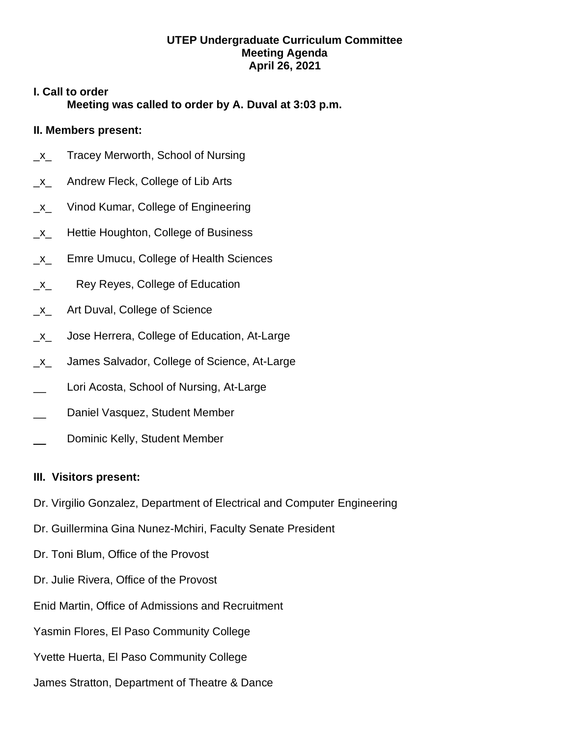**UTEP Undergraduate Curriculum Committee**
**Meeting Agenda**
**April 26, 2021**

**I. Call to order**

**Meeting was called to order by A. Duval at 3:03 p.m.**

**II. Members present:**

_x_ Tracey Merworth, School of Nursing

_x_ Andrew Fleck, College of Lib Arts

_x_ Vinod Kumar, College of Engineering

_x_ Hettie Houghton, College of Business

_x_ Emre Umucu, College of Health Sciences

_x_ Rey Reyes, College of Education

_x_ Art Duval, College of Science

_x_ Jose Herrera, College of Education, At-Large

_x_ James Salvador, College of Science, At-Large

__ Lori Acosta, School of Nursing, At-Large

__ Daniel Vasquez, Student Member

__ Dominic Kelly, Student Member

**III. Visitors present:**

Dr. Virgilio Gonzalez, Department of Electrical and Computer Engineering

Dr. Guillermina Gina Nunez-Mchiri, Faculty Senate President

Dr. Toni Blum, Office of the Provost

Dr. Julie Rivera, Office of the Provost

Enid Martin, Office of Admissions and Recruitment

Yasmin Flores, El Paso Community College

Yvette Huerta, El Paso Community College

James Stratton, Department of Theatre & Dance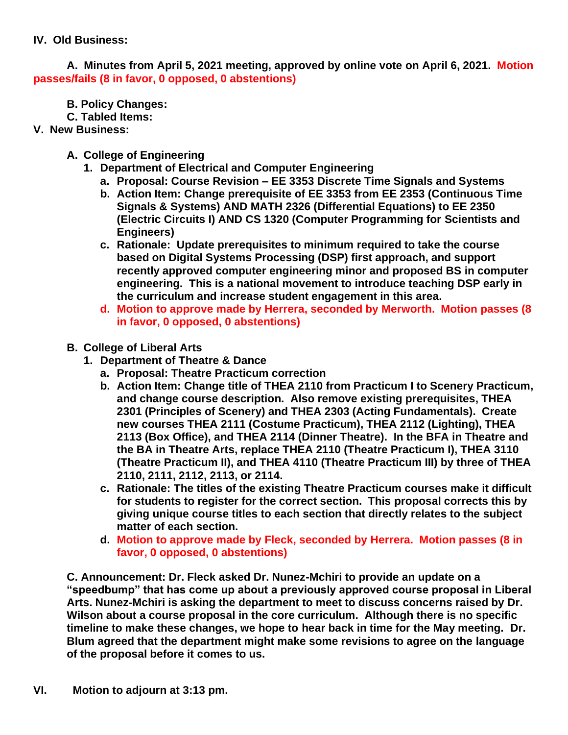**IV. Old Business:**

**A. Minutes from April 5, 2021 meeting, approved by online vote on April 6, 2021. Motion passes/fails (8 in favor, 0 opposed, 0 abstentions)**

**B. Policy Changes:**

**C. Tabled Items:**

**V. New Business:**

**A. College of Engineering**

1. **Department of Electrical and Computer Engineering**
   a. **Proposal: Course Revision – EE 3353 Discrete Time Signals and Systems**
   b. **Action Item: Change prerequisite of EE 3353 from EE 2353 (Continuous Time Signals & Systems) AND MATH 2326 (Differential Equations) to EE 2350 (Electric Circuits I) AND CS 1320 (Computer Programming for Scientists and Engineers)**
   c. **Rationale: Update prerequisites to minimum required to take the course based on Digital Systems Processing (DSP) first approach, and support recently approved computer engineering minor and proposed BS in computer engineering. This is a national movement to introduce teaching DSP early in the curriculum and increase student engagement in this area.**
   d. **Motion to approve made by Herrera, seconded by Merworth. Motion passes (8 in favor, 0 opposed, 0 abstentions)**

**B. College of Liberal Arts**

1. **Department of Theatre & Dance**
   a. **Proposal: Theatre Practicum correction**
   b. **Action Item: Change title of THEA 2110 from Practicum I to Scenery Practicum, and change course description. Also remove existing prerequisites, THEA 2301 (Principles of Scenery) and THEA 2303 (Acting Fundamentals). Create new courses THEA 2111 (Costume Practicum), THEA 2112 (Lighting), THEA 2113 (Box Office), and THEA 2114 (Dinner Theatre). In the BFA in Theatre and the BA in Theatre Arts, replace THEA 2110 (Theatre Practicum I), THEA 3110 (Theatre Practicum II), and THEA 4110 (Theatre Practicum III) by three of THEA 2110, 2111, 2112, 2113, or 2114.**
   c. **Rationale: The titles of the existing Theatre Practicum courses make it difficult for students to register for the correct section. This proposal corrects this by giving unique course titles to each section that directly relates to the subject matter of each section.**
   d. **Motion to approve made by Fleck, seconded by Herrera. Motion passes (8 in favor, 0 opposed, 0 abstentions)**

**C. Announcement: Dr. Fleck asked Dr. Nunez-Mchiri to provide an update on a "speedbump" that has come up about a previously approved course proposal in Liberal Arts. Nunez-Mchiri is asking the department to meet to discuss concerns raised by Dr. Wilson about a course proposal in the core curriculum. Although there is no specific timeline to make these changes, we hope to hear back in time for the May meeting. Dr. Blum agreed that the department might make some revisions to agree on the language of the proposal before it comes to us.**

**VI. Motion to adjourn at 3:13 pm.**